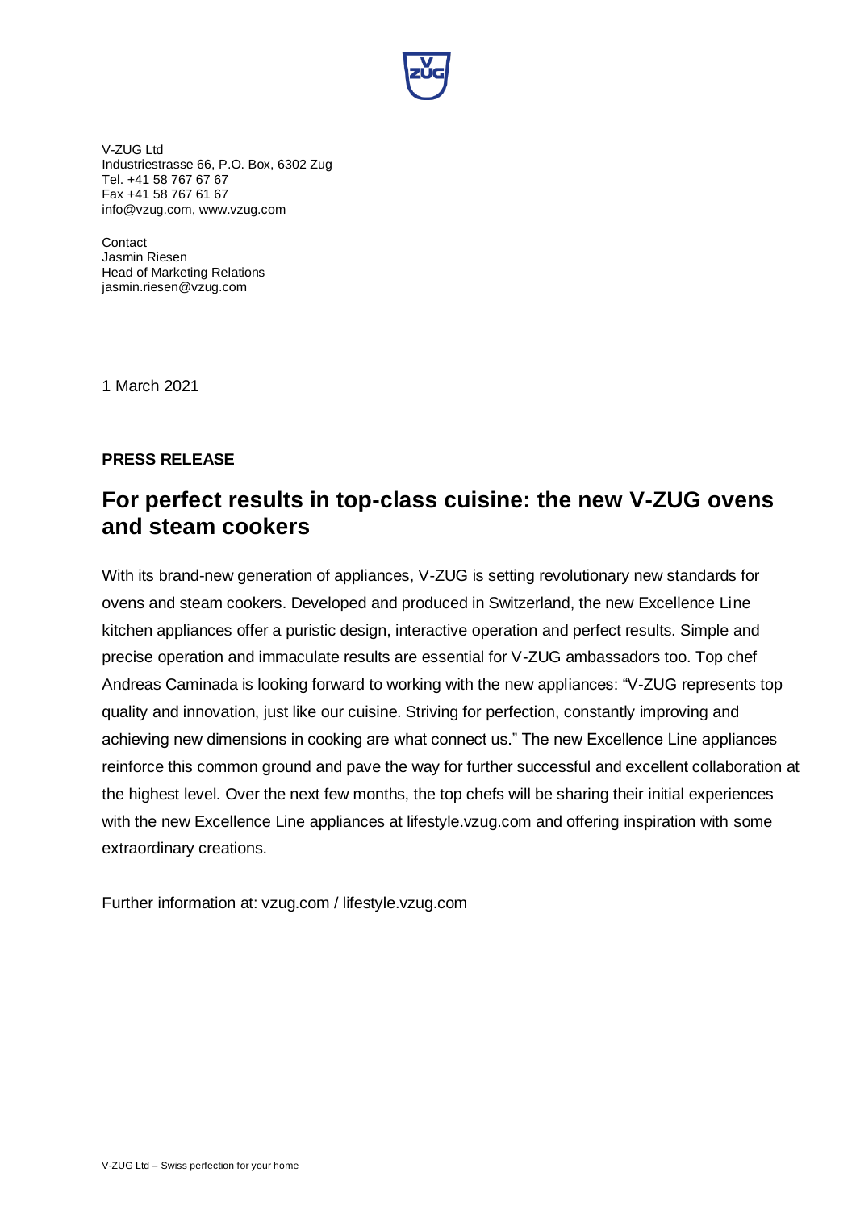V-ZUG Ltd
Industriestrasse 66, P.O. Box, 6302 Zug
Tel. +41 58 767 67 67
Fax +41 58 767 61 67
info@vzug.com, www.vzug.com

Contact
Jasmin Riesen
Head of Marketing Relations
jasmin.riesen@vzug.com

1 March 2021

**PRESS RELEASE**

# For perfect results in top-class cuisine: the new V-ZUG ovens and steam cookers

With its brand-new generation of appliances, V-ZUG is setting revolutionary new standards for ovens and steam cookers. Developed and produced in Switzerland, the new Excellence Line kitchen appliances offer a puristic design, interactive operation and perfect results. Simple and precise operation and immaculate results are essential for V-ZUG ambassadors too. Top chef Andreas Caminada is looking forward to working with the new appliances: "V-ZUG represents top quality and innovation, just like our cuisine. Striving for perfection, constantly improving and achieving new dimensions in cooking are what connect us." The new Excellence Line appliances reinforce this common ground and pave the way for further successful and excellent collaboration at the highest level. Over the next few months, the top chefs will be sharing their initial experiences with the new Excellence Line appliances at lifestyle.vzug.com and offering inspiration with some extraordinary creations.

Further information at: vzug.com / lifestyle.vzug.com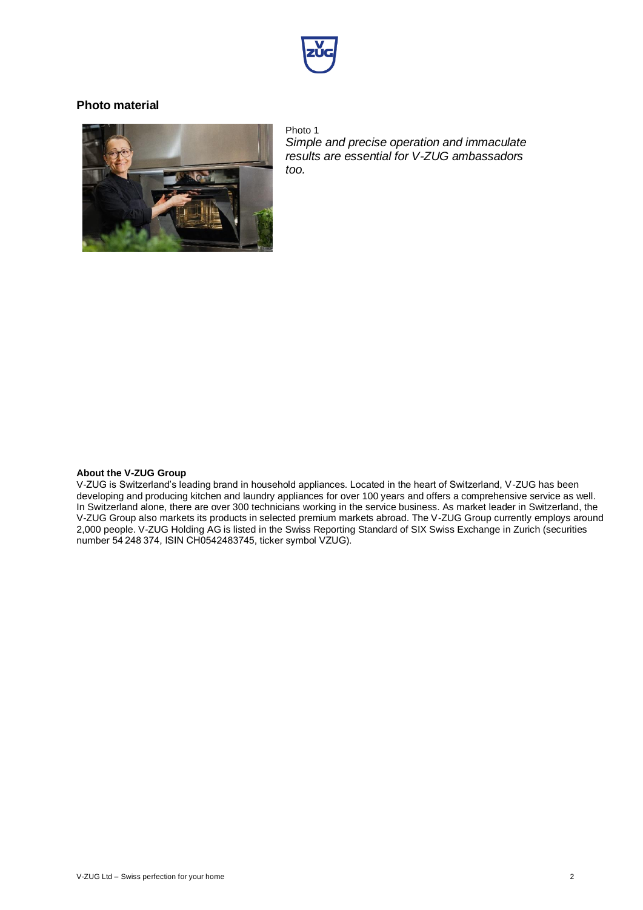## Photo material

Photo 1

*Simple and precise operation and immaculate results are essential for V-ZUG ambassadors too.*

**About the V-ZUG Group**

V-ZUG is Switzerland's leading brand in household appliances. Located in the heart of Switzerland, V-ZUG has been developing and producing kitchen and laundry appliances for over 100 years and offers a comprehensive service as well. In Switzerland alone, there are over 300 technicians working in the service business. As market leader in Switzerland, the V-ZUG Group also markets its products in selected premium markets abroad. The V-ZUG Group currently employs around 2,000 people. V-ZUG Holding AG is listed in the Swiss Reporting Standard of SIX Swiss Exchange in Zurich (securities number 54 248 374, ISIN CH0542483745, ticker symbol VZUG).